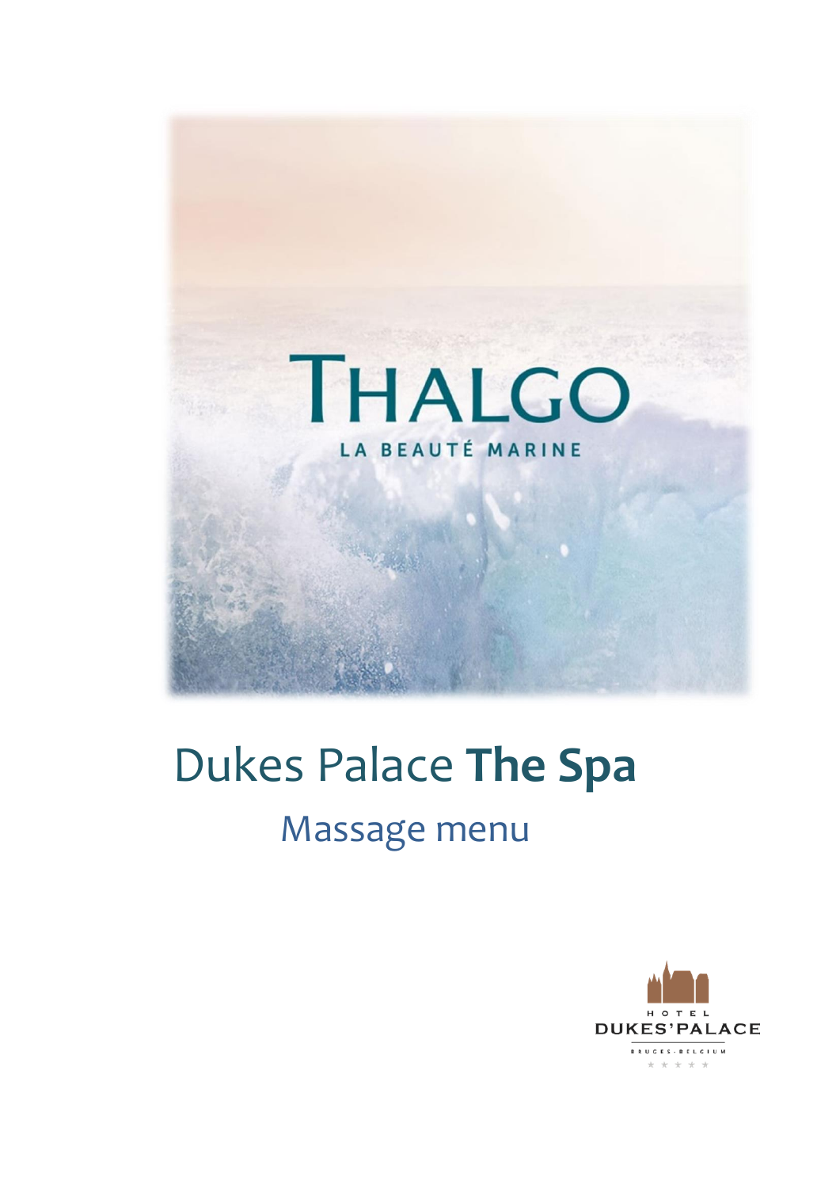THALGO

LA BEAUTÉ MARINE

# Dukes Palace **The Spa**

## Massage menu

HOTEL

DUKES'PALACE

BRUGES - BELGIUM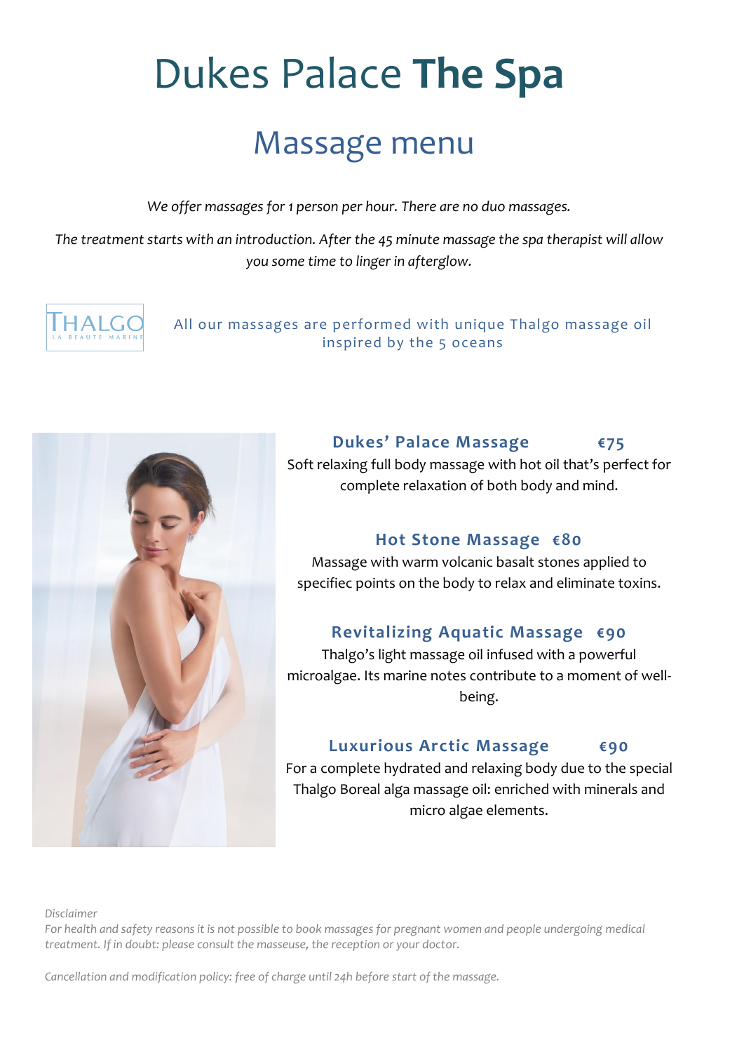# Dukes Palace **The Spa**

## Massage menu

*We offer massages for 1 person per hour. There are no duo massages.*

*The treatment starts with an introduction. After the 45 minute massage the spa therapist will allow you some time to linger in afterglow.*

THALGO LA BEAUTE MARINE

All our massages are performed with unique Thalgo massage oil inspired by the 5 oceans

### Dukes' Palace Massage €75

Soft relaxing full body massage with hot oil that's perfect for complete relaxation of both body and mind.

### Hot Stone Massage €80

Massage with warm volcanic basalt stones applied to specifiec points on the body to relax and eliminate toxins.

### Revitalizing Aquatic Massage €90

Thalgo's light massage oil infused with a powerful microalgae. Its marine notes contribute to a moment of well-being.

### Luxurious Arctic Massage €90

For a complete hydrated and relaxing body due to the special Thalgo Boreal alga massage oil: enriched with minerals and micro algae elements.

*Disclaimer*
*For health and safety reasons it is not possible to book massages for pregnant women and people undergoing medical treatment. If in doubt: please consult the masseuse, the reception or your doctor.*

*Cancellation and modification policy: free of charge until 24h before start of the massage.*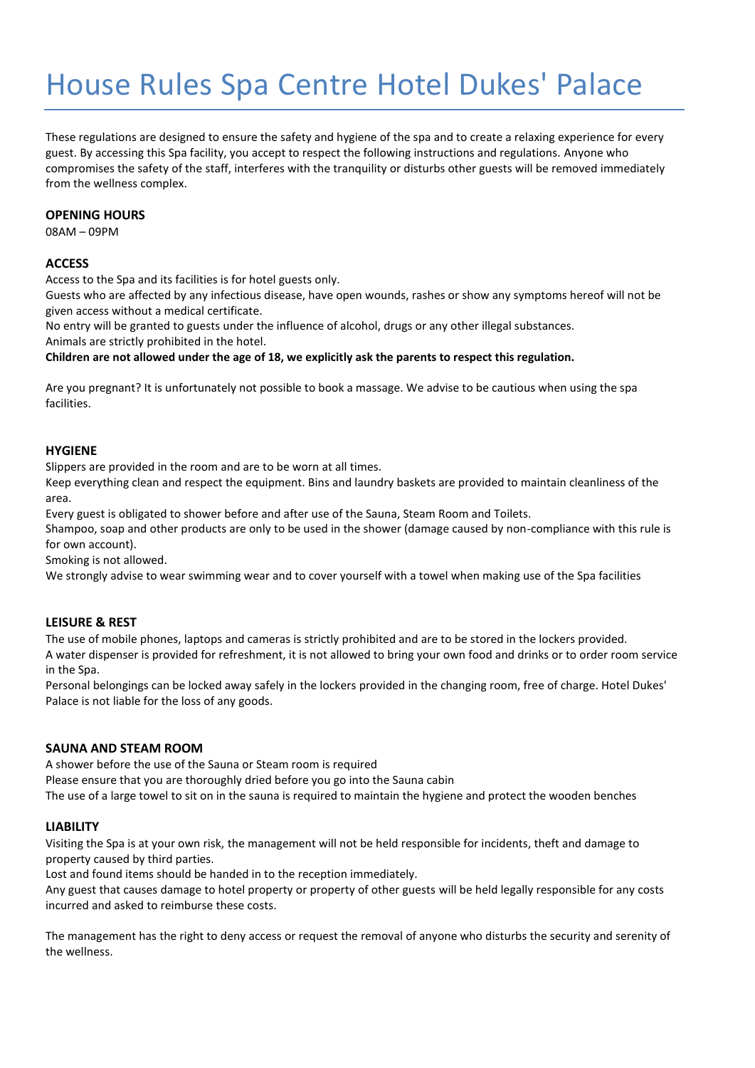# House Rules Spa Centre Hotel Dukes' Palace

These regulations are designed to ensure the safety and hygiene of the spa and to create a relaxing experience for every guest. By accessing this Spa facility, you accept to respect the following instructions and regulations. Anyone who compromises the safety of the staff, interferes with the tranquility or disturbs other guests will be removed immediately from the wellness complex.

**OPENING HOURS**

08AM – 09PM

**ACCESS**

Access to the Spa and its facilities is for hotel guests only.

Guests who are affected by any infectious disease, have open wounds, rashes or show any symptoms hereof will not be given access without a medical certificate.

No entry will be granted to guests under the influence of alcohol, drugs or any other illegal substances.

Animals are strictly prohibited in the hotel.

**Children are not allowed under the age of 18, we explicitly ask the parents to respect this regulation.**

Are you pregnant? It is unfortunately not possible to book a massage. We advise to be cautious when using the spa facilities.

**HYGIENE**

Slippers are provided in the room and are to be worn at all times.

Keep everything clean and respect the equipment. Bins and laundry baskets are provided to maintain cleanliness of the area.

Every guest is obligated to shower before and after use of the Sauna, Steam Room and Toilets.

Shampoo, soap and other products are only to be used in the shower (damage caused by non-compliance with this rule is for own account).

Smoking is not allowed.

We strongly advise to wear swimming wear and to cover yourself with a towel when making use of the Spa facilities

**LEISURE & REST**

The use of mobile phones, laptops and cameras is strictly prohibited and are to be stored in the lockers provided.

A water dispenser is provided for refreshment, it is not allowed to bring your own food and drinks or to order room service in the Spa.

Personal belongings can be locked away safely in the lockers provided in the changing room, free of charge. Hotel Dukes' Palace is not liable for the loss of any goods.

**SAUNA AND STEAM ROOM**

A shower before the use of the Sauna or Steam room is required

Please ensure that you are thoroughly dried before you go into the Sauna cabin

The use of a large towel to sit on in the sauna is required to maintain the hygiene and protect the wooden benches

**LIABILITY**

Visiting the Spa is at your own risk, the management will not be held responsible for incidents, theft and damage to property caused by third parties.

Lost and found items should be handed in to the reception immediately.

Any guest that causes damage to hotel property or property of other guests will be held legally responsible for any costs incurred and asked to reimburse these costs.

The management has the right to deny access or request the removal of anyone who disturbs the security and serenity of the wellness.